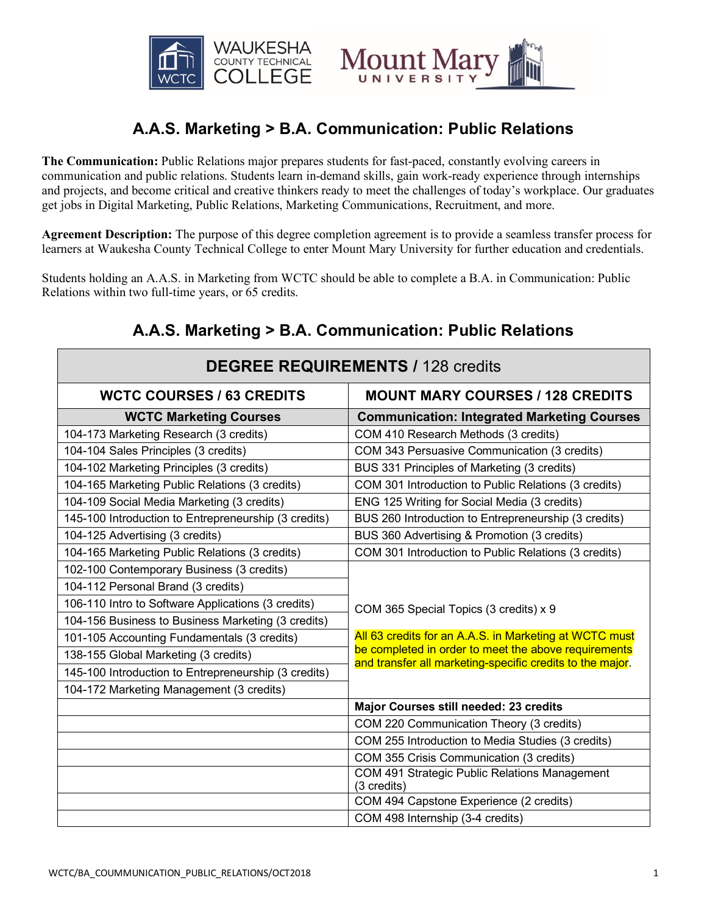# A.A.S. Marketing > B.A. Communication: Public Relations

**The Communication:** Public Relations major prepares students for fast-paced, constantly evolving careers in communication and public relations. Students learn in-demand skills, gain work-ready experience through internships and projects, and become critical and creative thinkers ready to meet the challenges of today's workplace. Our graduates get jobs in Digital Marketing, Public Relations, Marketing Communications, Recruitment, and more.

**Agreement Description:** The purpose of this degree completion agreement is to provide a seamless transfer process for learners at Waukesha County Technical College to enter Mount Mary University for further education and credentials.

Students holding an A.A.S. in Marketing from WCTC should be able to complete a B.A. in Communication: Public Relations within two full-time years, or 65 credits.

## A.A.S. Marketing > B.A. Communication: Public Relations

| **DEGREE REQUIREMENTS** / 128 credits | |
|---|---|
| **WCTC COURSES / 63 CREDITS** | **MOUNT MARY COURSES / 128 CREDITS** |
| **WCTC Marketing Courses** | **Communication: Integrated Marketing Courses** |
| 104-173 Marketing Research (3 credits) | COM 410 Research Methods (3 credits) |
| 104-104 Sales Principles (3 credits) | COM 343 Persuasive Communication (3 credits) |
| 104-102 Marketing Principles (3 credits) | BUS 331 Principles of Marketing (3 credits) |
| 104-165 Marketing Public Relations (3 credits) | COM 301 Introduction to Public Relations (3 credits) |
| 104-109 Social Media Marketing (3 credits) | ENG 125 Writing for Social Media (3 credits) |
| 145-100 Introduction to Entrepreneurship (3 credits) | BUS 260 Introduction to Entrepreneurship (3 credits) |
| 104-125 Advertising (3 credits) | BUS 360 Advertising & Promotion (3 credits) |
| 104-165 Marketing Public Relations (3 credits) | COM 301 Introduction to Public Relations (3 credits) |
| 102-100 Contemporary Business (3 credits) | COM 365 Special Topics (3 credits) x 9<br><br>All 63 credits for an A.A.S. in Marketing at WCTC must be completed in order to meet the above requirements and transfer all marketing-specific credits to the major. |
| 104-112 Personal Brand (3 credits) | |
| 106-110 Intro to Software Applications (3 credits) | |
| 104-156 Business to Business Marketing (3 credits) | |
| 101-105 Accounting Fundamentals (3 credits) | |
| 138-155 Global Marketing (3 credits) | |
| 145-100 Introduction to Entrepreneurship (3 credits) | |
| 104-172 Marketing Management (3 credits) | |
| | **Major Courses still needed: 23 credits** |
| | COM 220 Communication Theory (3 credits) |
| | COM 255 Introduction to Media Studies (3 credits) |
| | COM 355 Crisis Communication (3 credits) |
| | COM 491 Strategic Public Relations Management (3 credits) |
| | COM 494 Capstone Experience (2 credits) |
| | COM 498 Internship (3-4 credits) |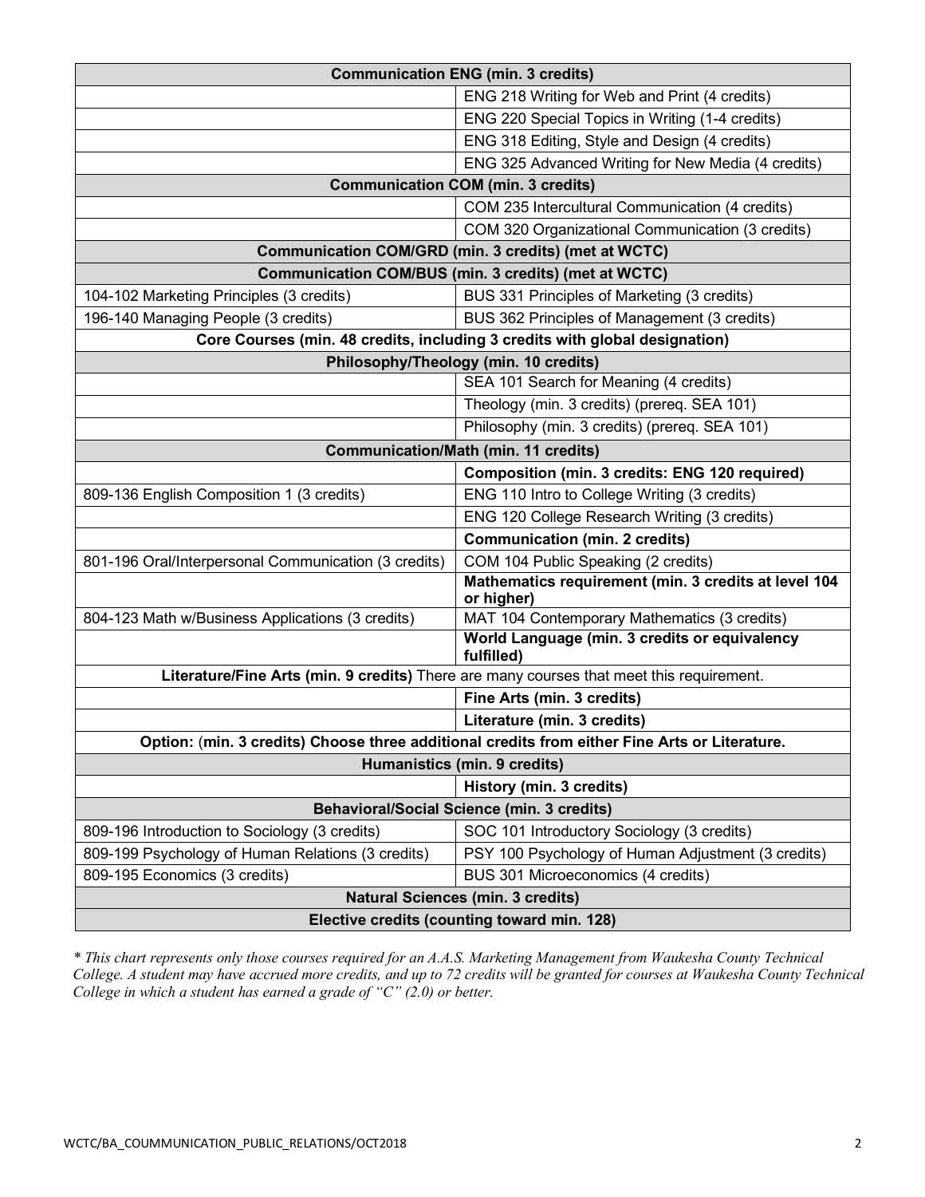| | |
|---|---|
| **Communication ENG (min. 3 credits)** | |
| | ENG 218 Writing for Web and Print (4 credits) |
| | ENG 220 Special Topics in Writing (1-4 credits) |
| | ENG 318 Editing, Style and Design (4 credits) |
| | ENG 325 Advanced Writing for New Media (4 credits) |
| **Communication COM (min. 3 credits)** | |
| | COM 235 Intercultural Communication (4 credits) |
| | COM 320 Organizational Communication (3 credits) |
| **Communication COM/GRD (min. 3 credits) (met at WCTC)** | |
| **Communication COM/BUS (min. 3 credits) (met at WCTC)** | |
| 104-102 Marketing Principles (3 credits) | BUS 331 Principles of Marketing (3 credits) |
| 196-140 Managing People (3 credits) | BUS 362 Principles of Management (3 credits) |
| **Core Courses (min. 48 credits, including 3 credits with global designation)** | |
| **Philosophy/Theology (min. 10 credits)** | |
| | SEA 101 Search for Meaning (4 credits) |
| | Theology (min. 3 credits) (prereq. SEA 101) |
| | Philosophy (min. 3 credits) (prereq. SEA 101) |
| **Communication/Math (min. 11 credits)** | |
| | **Composition (min. 3 credits: ENG 120 required)** |
| 809-136 English Composition 1 (3 credits) | ENG 110 Intro to College Writing (3 credits) |
| | ENG 120 College Research Writing (3 credits) |
| | **Communication (min. 2 credits)** |
| 801-196 Oral/Interpersonal Communication (3 credits) | COM 104 Public Speaking (2 credits) |
| | **Mathematics requirement (min. 3 credits at level 104 or higher)** |
| 804-123 Math w/Business Applications (3 credits) | MAT 104 Contemporary Mathematics (3 credits) |
| | **World Language (min. 3 credits or equivalency fulfilled)** |
| **Literature/Fine Arts (min. 9 credits)** There are many courses that meet this requirement. | |
| | **Fine Arts (min. 3 credits)** |
| | **Literature (min. 3 credits)** |
| **Option:** (**min. 3 credits) Choose three additional credits from either Fine Arts or Literature.** | |
| **Humanistics (min. 9 credits)** | |
| | **History (min. 3 credits)** |
| **Behavioral/Social Science (min. 3 credits)** | |
| 809-196 Introduction to Sociology (3 credits) | SOC 101 Introductory Sociology (3 credits) |
| 809-199 Psychology of Human Relations (3 credits) | PSY 100 Psychology of Human Adjustment (3 credits) |
| 809-195 Economics (3 credits) | BUS 301 Microeconomics (4 credits) |
| **Natural Sciences (min. 3 credits)** | |
| **Elective credits (counting toward min. 128)** | |

*\* This chart represents only those courses required for an A.A.S. Marketing Management from Waukesha County Technical College. A student may have accrued more credits, and up to 72 credits will be granted for courses at Waukesha County Technical College in which a student has earned a grade of "C" (2.0) or better.*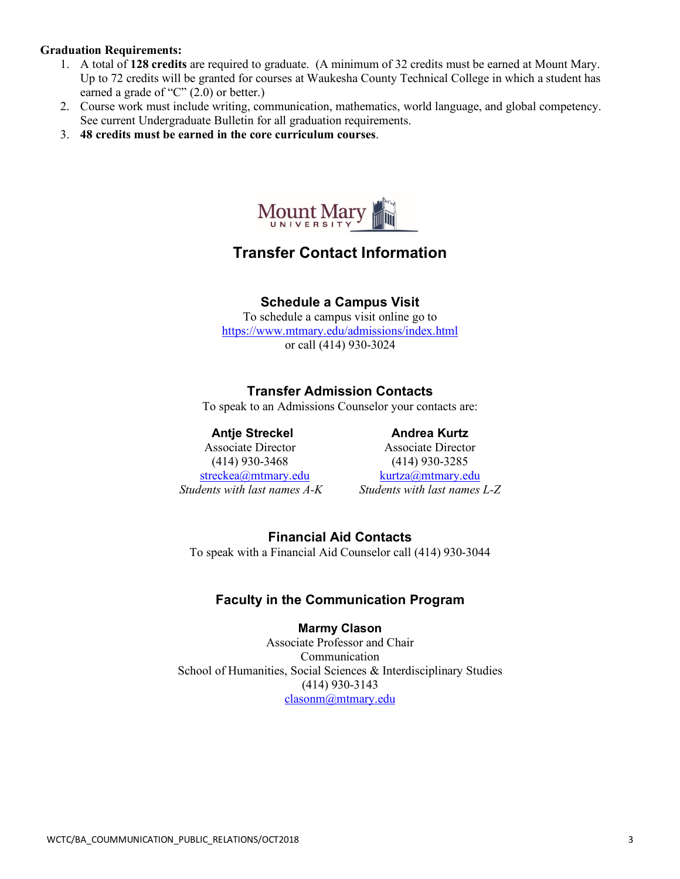**Graduation Requirements:**

1. A total of **128 credits** are required to graduate. (A minimum of 32 credits must be earned at Mount Mary. Up to 72 credits will be granted for courses at Waukesha County Technical College in which a student has earned a grade of "C" (2.0) or better.)
2. Course work must include writing, communication, mathematics, world language, and global competency. See current Undergraduate Bulletin for all graduation requirements.
3. **48 credits must be earned in the core curriculum courses**.

Mount Mary UNIVERSITY

## Transfer Contact Information

### Schedule a Campus Visit

To schedule a campus visit online go to
https://www.mtmary.edu/admissions/index.html
or call (414) 930-3024

### Transfer Admission Contacts

To speak to an Admissions Counselor your contacts are:

**Antje Streckel**
Associate Director
(414) 930-3468
streckea@mtmary.edu
*Students with last names A-K*

**Andrea Kurtz**
Associate Director
(414) 930-3285
kurtza@mtmary.edu
*Students with last names L-Z*

### Financial Aid Contacts

To speak with a Financial Aid Counselor call (414) 930-3044

### Faculty in the Communication Program

**Marmy Clason**
Associate Professor and Chair
Communication
School of Humanities, Social Sciences & Interdisciplinary Studies
(414) 930-3143
clasonm@mtmary.edu